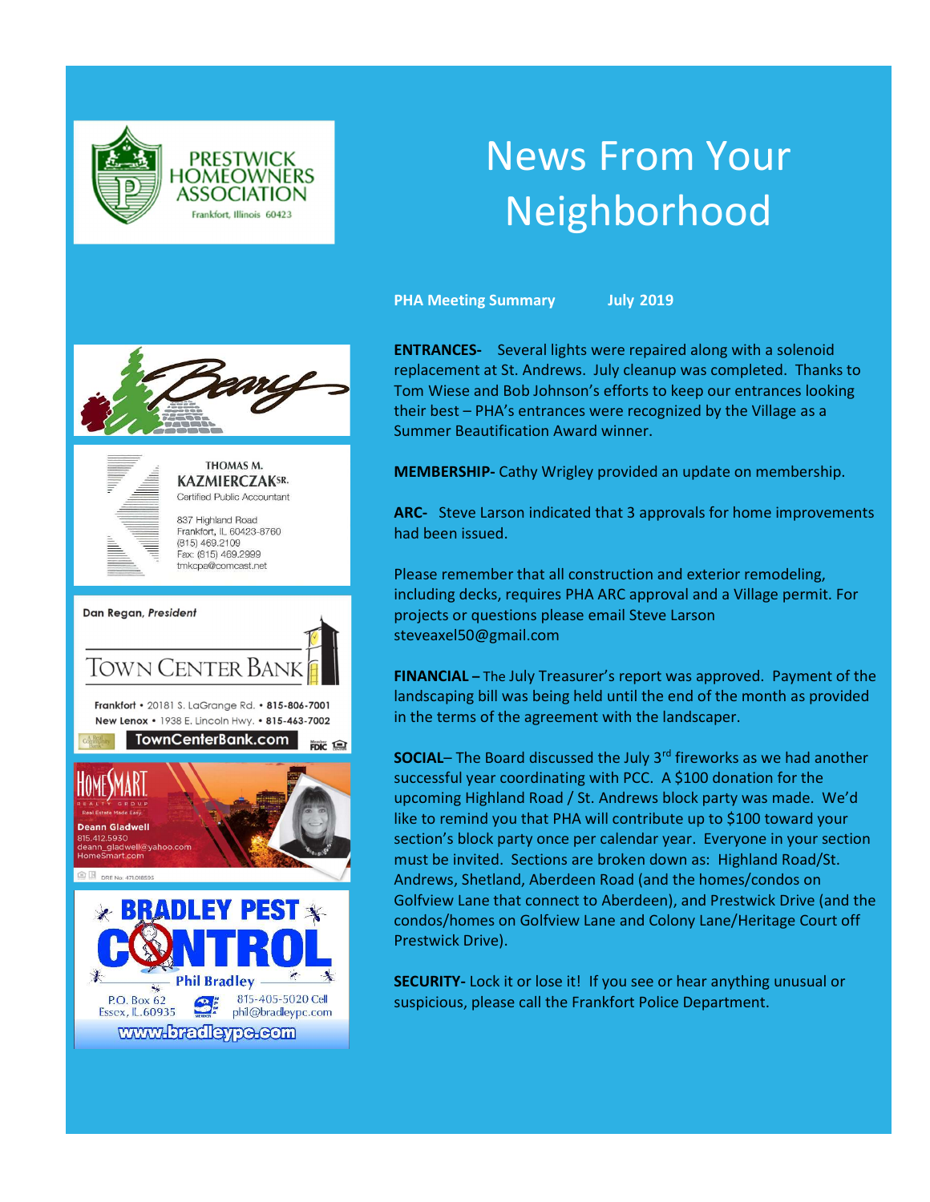PRESTWICK HOMEOWNERS ASSOCIATION

Frankfort, Illinois 60423

# News From Your Neighborhood

**PHA Meeting Summary          July 2019**

**ENTRANCES-** Several lights were repaired along with a solenoid replacement at St. Andrews. July cleanup was completed. Thanks to Tom Wiese and Bob Johnson's efforts to keep our entrances looking their best – PHA's entrances were recognized by the Village as a Summer Beautification Award winner.

**MEMBERSHIP-** Cathy Wrigley provided an update on membership.

**ARC-** Steve Larson indicated that 3 approvals for home improvements had been issued.

Please remember that all construction and exterior remodeling, including decks, requires PHA ARC approval and a Village permit. For projects or questions please email Steve Larson steveaxel50@gmail.com

**FINANCIAL –** The July Treasurer's report was approved. Payment of the landscaping bill was being held until the end of the month as provided in the terms of the agreement with the landscaper.

**SOCIAL**– The Board discussed the July 3rd fireworks as we had another successful year coordinating with PCC. A $100 donation for the upcoming Highland Road / St. Andrews block party was made. We'd like to remind you that PHA will contribute up to $100 toward your section's block party once per calendar year. Everyone in your section must be invited. Sections are broken down as: Highland Road/St. Andrews, Shetland, Aberdeen Road (and the homes/condos on Golfview Lane that connect to Aberdeen), and Prestwick Drive (and the condos/homes on Golfview Lane and Colony Lane/Heritage Court off Prestwick Drive).

**SECURITY-** Lock it or lose it! If you see or hear anything unusual or suspicious, please call the Frankfort Police Department.

---

Beary

THOMAS M. KAZMIERCZAK SR.
Certified Public Accountant
837 Highland Road
Frankfort, IL 60423-8760
(815) 469.2109
Fax: (815) 469.2999
tmkcpa@comcast.net

*Dan Regan, President*
TOWN CENTER BANK
Frankfort • 20181 S. LaGrange Rd. • 815-806-7001
New Lenox • 1938 E. Lincoln Hwy. • 815-463-7002
TownCenterBank.com

HOMESMART REALTY GROUP
Real Estate Made Easy
Deann Gladwell
815.412.5930
deann_gladwell@yahoo.com
HomeSmart.com
DRE No. 471.018595

BRADLEY PEST CONTROL
Phil Bradley
P.O. Box 62
Essex, IL 60935
815-405-5020 Cell
phil@bradleypc.com
www.bradleypc.com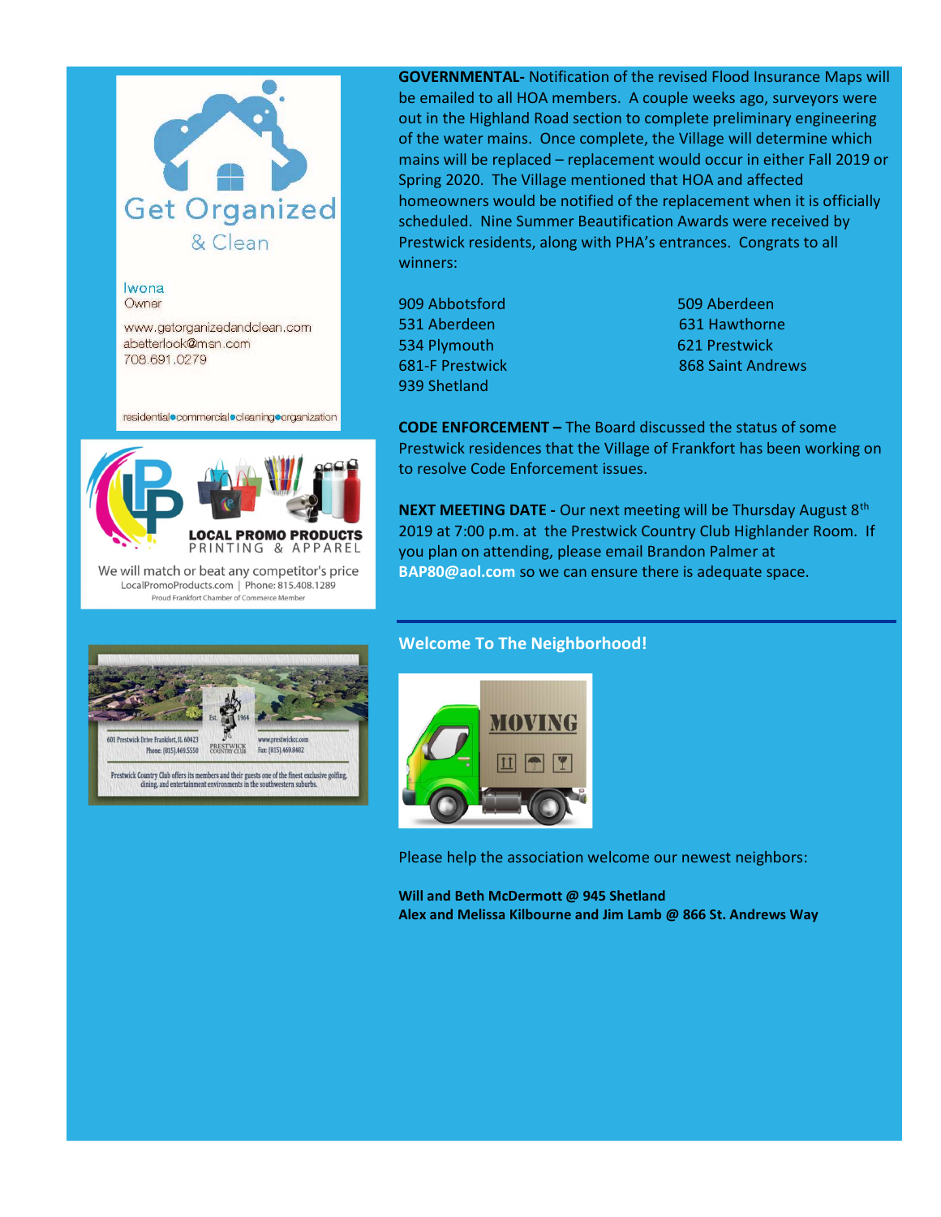Get Organized & Clean

Iwona
Owner

www.getorganizedandclean.com
abetterlock@msn.com
708.691.0279

residential•commercial•cleaning•organization

LOCAL PROMO PRODUCTS
PRINTING & APPAREL

We will match or beat any competitor's price
LocalPromoProducts.com | Phone: 815.408.1289
Proud Frankfort Chamber of Commerce Member

Est. 1964
601 Prestwick Drive Frankfort, IL 60423
Phone: (815) 469.5550
PRESTWICK COUNTRY CLUB
www.prestwickcc.com
Fax: (815) 469.8482

Prestwick Country Club offers its members and their guests one of the finest exclusive golfing, dining, and entertainment environments in the southwestern suburbs.

**GOVERNMENTAL-** Notification of the revised Flood Insurance Maps will be emailed to all HOA members. A couple weeks ago, surveyors were out in the Highland Road section to complete preliminary engineering of the water mains. Once complete, the Village will determine which mains will be replaced – replacement would occur in either Fall 2019 or Spring 2020. The Village mentioned that HOA and affected homeowners would be notified of the replacement when it is officially scheduled. Nine Summer Beautification Awards were received by Prestwick residents, along with PHA's entrances. Congrats to all winners:

| | |
|---|---|
| 909 Abbotsford | 509 Aberdeen |
| 531 Aberdeen | 631 Hawthorne |
| 534 Plymouth | 621 Prestwick |
| 681-F Prestwick | 868 Saint Andrews |
| 939 Shetland | |

**CODE ENFORCEMENT –** The Board discussed the status of some Prestwick residences that the Village of Frankfort has been working on to resolve Code Enforcement issues.

**NEXT MEETING DATE -** Our next meeting will be Thursday August 8th 2019 at 7:00 p.m. at the Prestwick Country Club Highlander Room. If you plan on attending, please email Brandon Palmer at **BAP80@aol.com** so we can ensure there is adequate space.

## Welcome To The Neighborhood!

MOVING

Please help the association welcome our newest neighbors:

**Will and Beth McDermott @ 945 Shetland**
**Alex and Melissa Kilbourne and Jim Lamb @ 866 St. Andrews Way**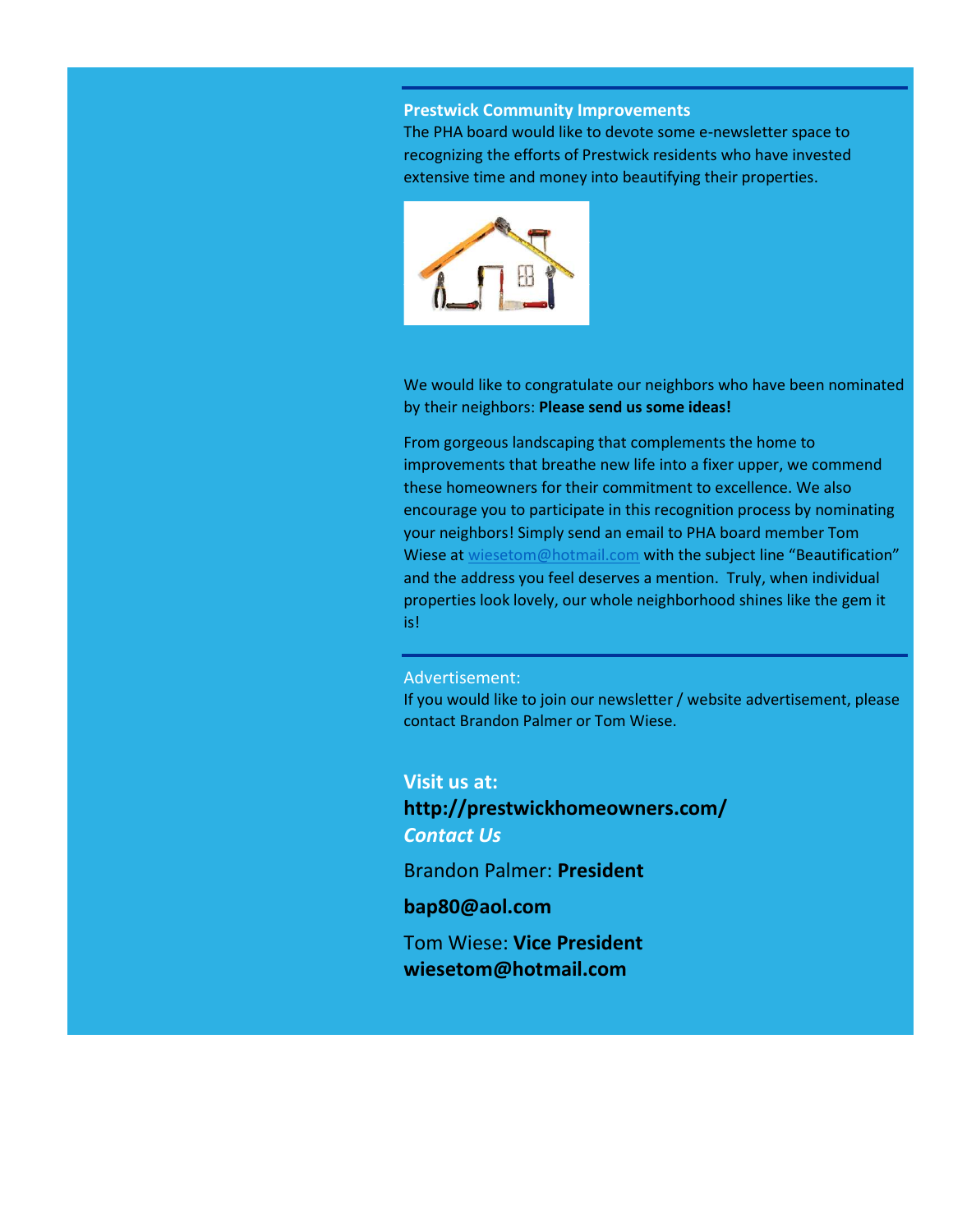## Prestwick Community Improvements

The PHA board would like to devote some e-newsletter space to recognizing the efforts of Prestwick residents who have invested extensive time and money into beautifying their properties.

We would like to congratulate our neighbors who have been nominated by their neighbors: **Please send us some ideas!**

From gorgeous landscaping that complements the home to improvements that breathe new life into a fixer upper, we commend these homeowners for their commitment to excellence. We also encourage you to participate in this recognition process by nominating your neighbors! Simply send an email to PHA board member Tom Wiese at wiesetom@hotmail.com with the subject line "Beautification" and the address you feel deserves a mention. Truly, when individual properties look lovely, our whole neighborhood shines like the gem it is!

---

Advertisement:

If you would like to join our newsletter / website advertisement, please contact Brandon Palmer or Tom Wiese.

**Visit us at:**

**http://prestwickhomeowners.com/**

***Contact Us***

Brandon Palmer: **President**

**bap80@aol.com**

Tom Wiese: **Vice President**

**wiesetom@hotmail.com**